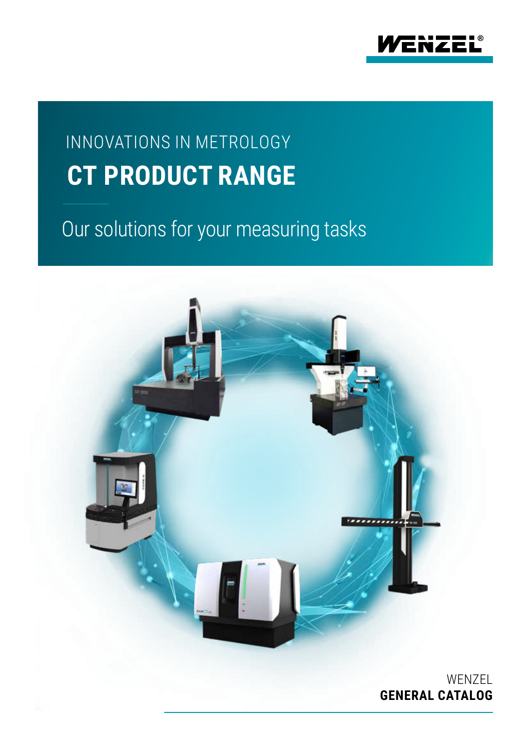WENZEL®

INNOVATIONS IN METROLOGY

# CT PRODUCT RANGE

Our solutions for your measuring tasks

WENZEL

**GENERAL CATALOG**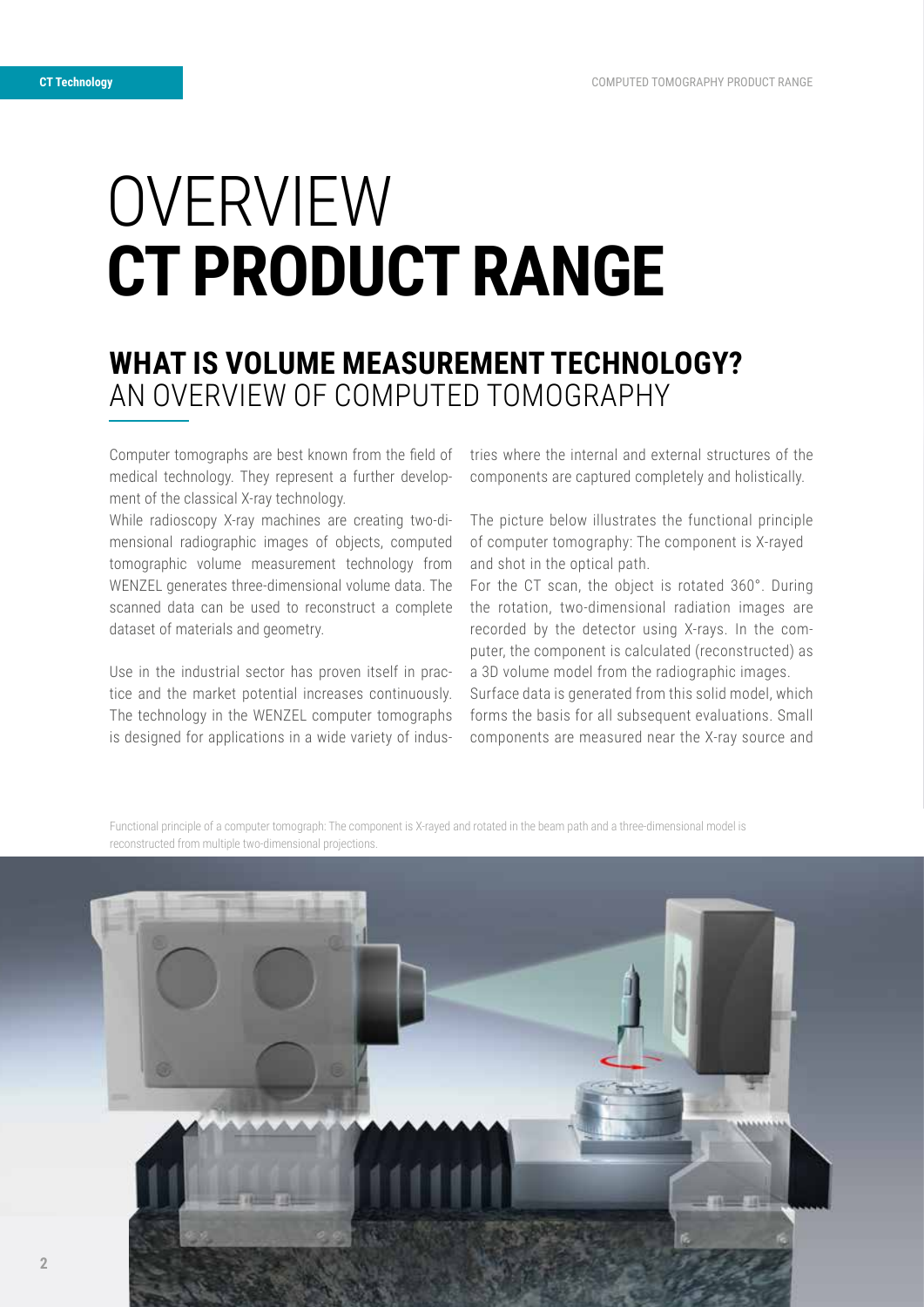// CT Technology

# OVERVIEW **CT PRODUCT RANGE**

## WHAT IS VOLUME MEASUREMENT TECHNOLOGY? AN OVERVIEW OF COMPUTED TOMOGRAPHY

Computer tomographs are best known from the field of medical technology. They represent a further development of the classical X-ray technology.

While radioscopy X-ray machines are creating two-dimensional radiographic images of objects, computed tomographic volume measurement technology from WENZEL generates three-dimensional volume data. The scanned data can be used to reconstruct a complete dataset of materials and geometry.

Use in the industrial sector has proven itself in practice and the market potential increases continuously. The technology in the WENZEL computer tomographs is designed for applications in a wide variety of industries where the internal and external structures of the components are captured completely and holistically.

The picture below illustrates the functional principle of computer tomography: The component is X-rayed and shot in the optical path.

For the CT scan, the object is rotated 360°. During the rotation, two-dimensional radiation images are recorded by the detector using X-rays. In the computer, the component is calculated (reconstructed) as a 3D volume model from the radiographic images.

Surface data is generated from this solid model, which forms the basis for all subsequent evaluations. Small components are measured near the X-ray source and

Functional principle of a computer tomograph: The component is X-rayed and rotated in the beam path and a three-dimensional model is reconstructed from multiple two-dimensional projections.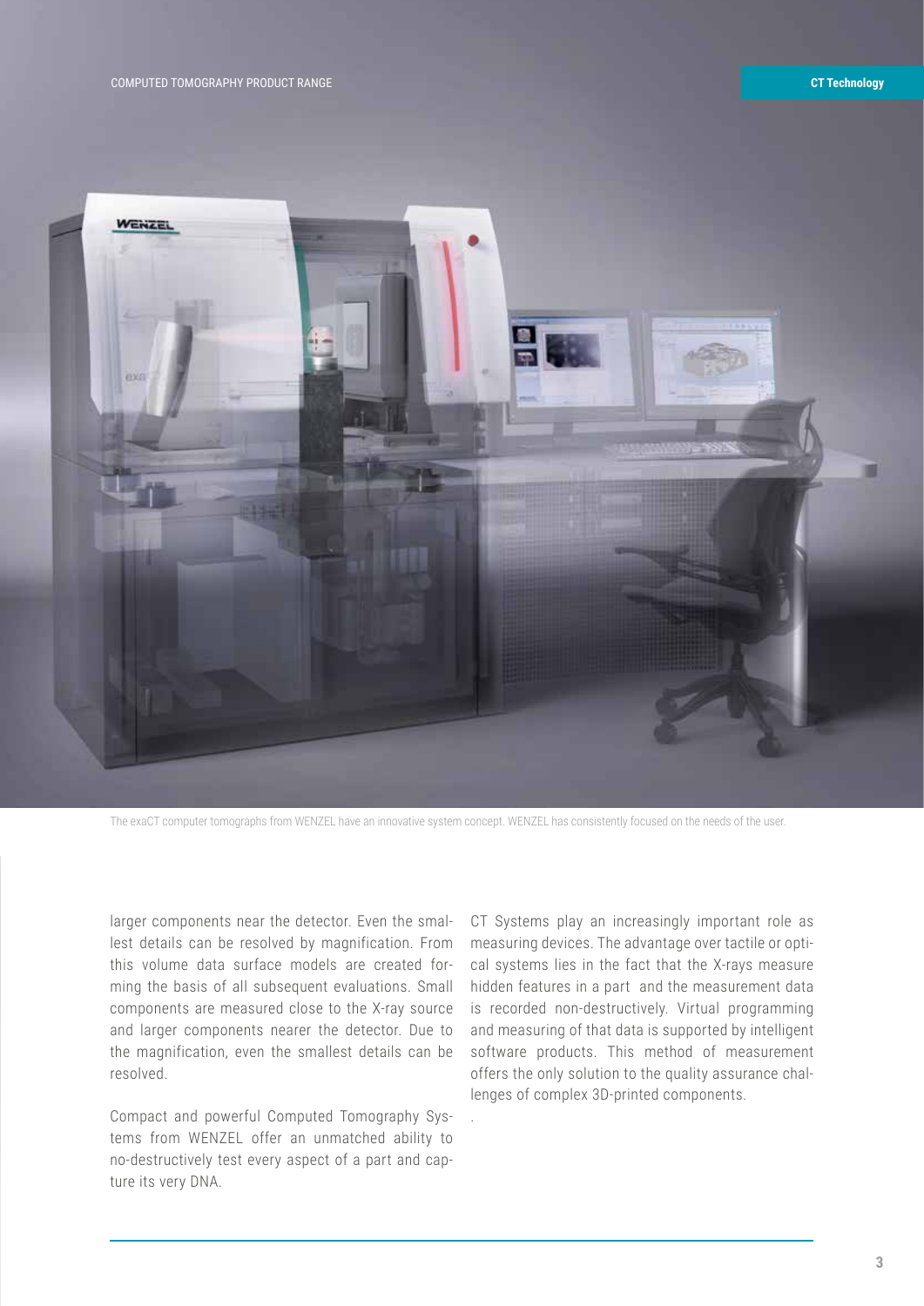The exaCT computer tomographs from WENZEL have an innovative system concept. WENZEL has consistently focused on the needs of the user.

larger components near the detector. Even the smallest details can be resolved by magnification. From this volume data surface models are created forming the basis of all subsequent evaluations. Small components are measured close to the X-ray source and larger components nearer the detector. Due to the magnification, even the smallest details can be resolved.

Compact and powerful Computed Tomography Systems from WENZEL offer an unmatched ability to no-destructively test every aspect of a part and capture its very DNA.

CT Systems play an increasingly important role as measuring devices. The advantage over tactile or optical systems lies in the fact that the X-rays measure hidden features in a part and the measurement data is recorded non-destructively. Virtual programming and measuring of that data is supported by intelligent software products. This method of measurement offers the only solution to the quality assurance challenges of complex 3D-printed components.

.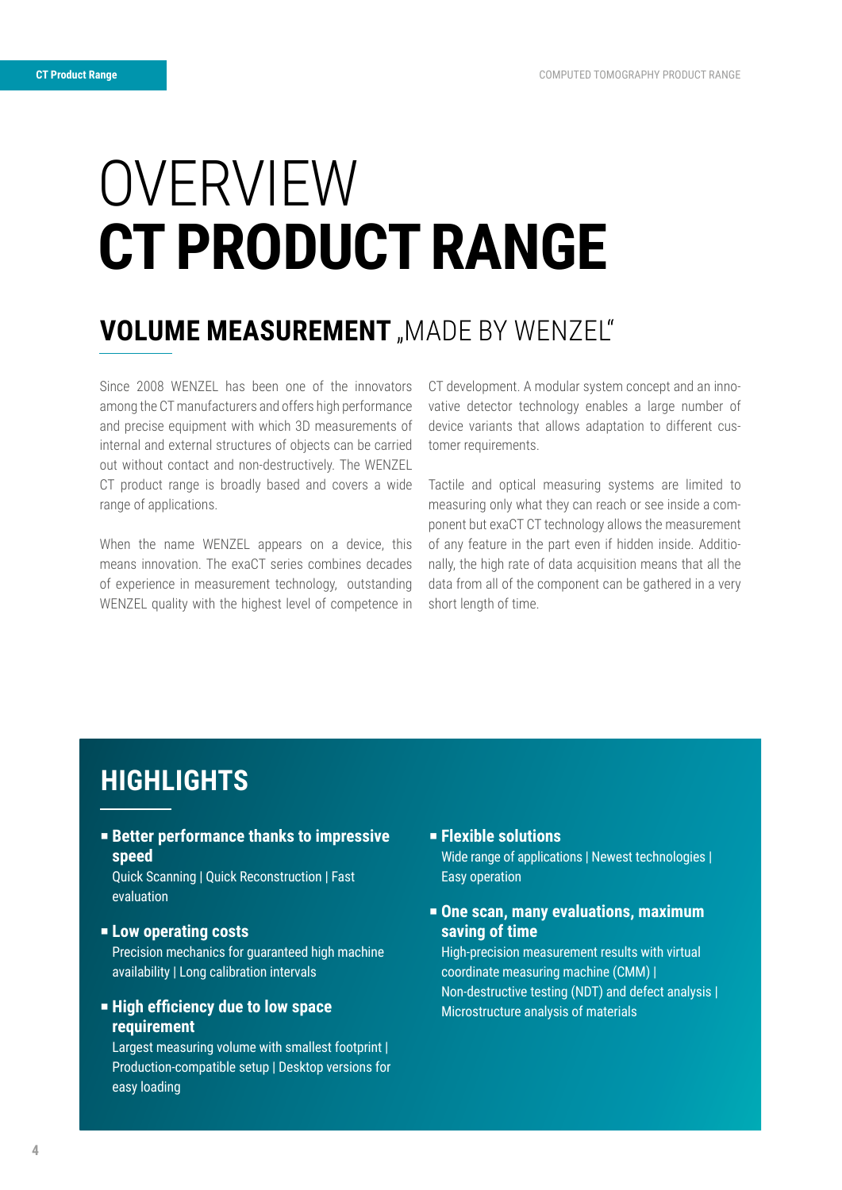# OVERVIEW
# CT PRODUCT RANGE

## VOLUME MEASUREMENT „MADE BY WENZEL“

Since 2008 WENZEL has been one of the innovators among the CT manufacturers and offers high performance and precise equipment with which 3D measurements of internal and external structures of objects can be carried out without contact and non-destructively. The WENZEL CT product range is broadly based and covers a wide range of applications.

When the name WENZEL appears on a device, this means innovation. The exaCT series combines decades of experience in measurement technology, outstanding WENZEL quality with the highest level of competence in CT development. A modular system concept and an innovative detector technology enables a large number of device variants that allows adaptation to different customer requirements.

Tactile and optical measuring systems are limited to measuring only what they can reach or see inside a component but exaCT CT technology allows the measurement of any feature in the part even if hidden inside. Additionally, the high rate of data acquisition means that all the data from all of the component can be gathered in a very short length of time.

## HIGHLIGHTS

- **Better performance thanks to impressive speed**
  Quick Scanning | Quick Reconstruction | Fast evaluation
- **Low operating costs**
  Precision mechanics for guaranteed high machine availability | Long calibration intervals
- **High efficiency due to low space requirement**
  Largest measuring volume with smallest footprint | Production-compatible setup | Desktop versions for easy loading
- **Flexible solutions**
  Wide range of applications | Newest technologies | Easy operation
- **One scan, many evaluations, maximum saving of time**
  High-precision measurement results with virtual coordinate measuring machine (CMM) | Non-destructive testing (NDT) and defect analysis | Microstructure analysis of materials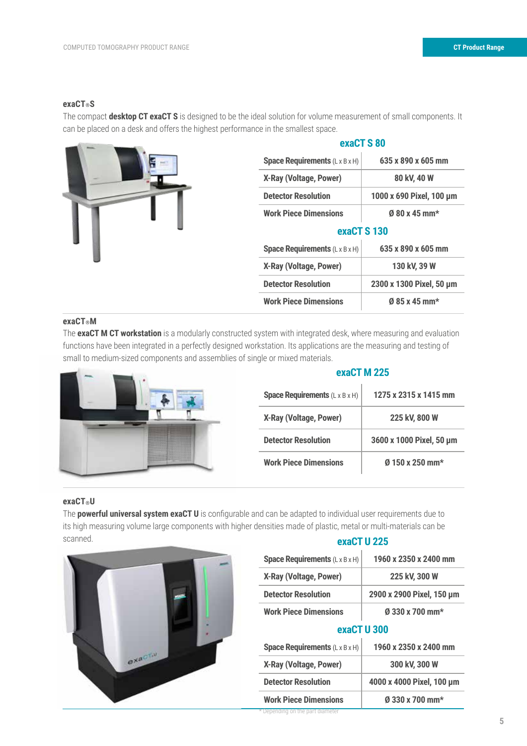## exaCT® S

The compact **desktop CT exaCT S** is designed to be the ideal solution for volume measurement of small components. It can be placed on a desk and offers the highest performance in the smallest space.

### exaCT S 80

| | |
|---|---|
| Space Requirements (L x B x H) | 635 x 890 x 605 mm |
| X-Ray (Voltage, Power) | 80 kV, 40 W |
| Detector Resolution | 1000 x 690 Pixel, 100 µm |
| Work Piece Dimensions | Ø 80 x 45 mm* |

### exaCT S 130

| | |
|---|---|
| Space Requirements (L x B x H) | 635 x 890 x 605 mm |
| X-Ray (Voltage, Power) | 130 kV, 39 W |
| Detector Resolution | 2300 x 1300 Pixel, 50 µm |
| Work Piece Dimensions | Ø 85 x 45 mm* |

## exaCT® M

The **exaCT M CT workstation** is a modularly constructed system with integrated desk, where measuring and evaluation functions have been integrated in a perfectly designed workstation. Its applications are the measuring and testing of small to medium-sized components and assemblies of single or mixed materials.

### exaCT M 225

| | |
|---|---|
| Space Requirements (L x B x H) | 1275 x 2315 x 1415 mm |
| X-Ray (Voltage, Power) | 225 kV, 800 W |
| Detector Resolution | 3600 x 1000 Pixel, 50 µm |
| Work Piece Dimensions | Ø 150 x 250 mm* |

## exaCT® U

The **powerful universal system exaCT U** is configurable and can be adapted to individual user requirements due to its high measuring volume large components with higher densities made of plastic, metal or multi-materials can be scanned.

### exaCT U 225

| | |
|---|---|
| Space Requirements (L x B x H) | 1960 x 2350 x 2400 mm |
| X-Ray (Voltage, Power) | 225 kV, 300 W |
| Detector Resolution | 2900 x 2900 Pixel, 150 µm |
| Work Piece Dimensions | Ø 330 x 700 mm* |

### exaCT U 300

| | |
|---|---|
| Space Requirements (L x B x H) | 1960 x 2350 x 2400 mm |
| X-Ray (Voltage, Power) | 300 kV, 300 W |
| Detector Resolution | 4000 x 4000 Pixel, 100 µm |
| Work Piece Dimensions | Ø 330 x 700 mm* |

* Depending on the part diameter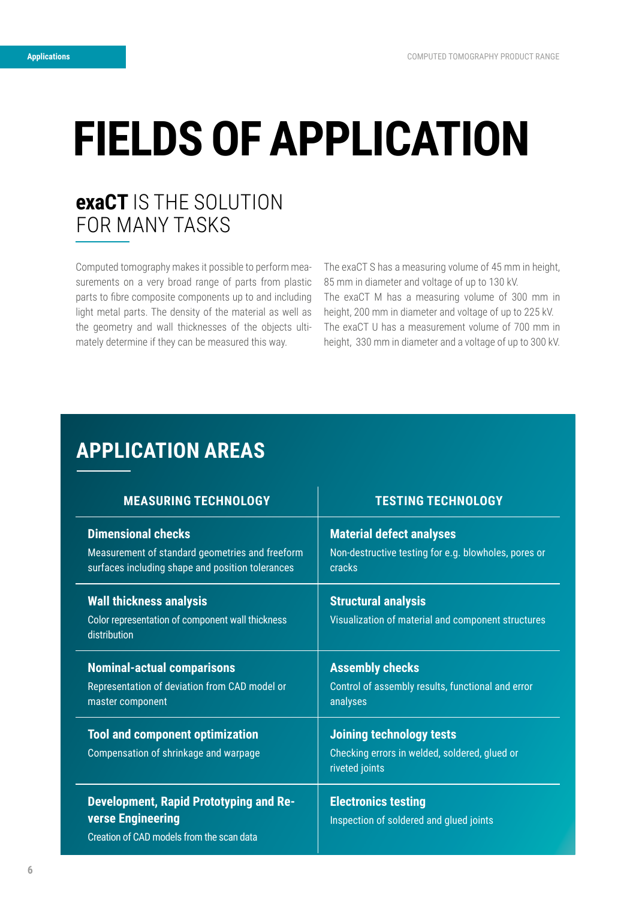# FIELDS OF APPLICATION

## **exaCT** IS THE SOLUTION FOR MANY TASKS

Computed tomography makes it possible to perform measurements on a very broad range of parts from plastic parts to fibre composite components up to and including light metal parts. The density of the material as well as the geometry and wall thicknesses of the objects ultimately determine if they can be measured this way.

The exaCT S has a measuring volume of 45 mm in height, 85 mm in diameter and voltage of up to 130 kV.
The exaCT M has a measuring volume of 300 mm in height, 200 mm in diameter and voltage of up to 225 kV.
The exaCT U has a measurement volume of 700 mm in height, 330 mm in diameter and a voltage of up to 300 kV.

## APPLICATION AREAS

| MEASURING TECHNOLOGY | TESTING TECHNOLOGY |
|---|---|
| **Dimensional checks**<br>Measurement of standard geometries and freeform surfaces including shape and position tolerances | **Material defect analyses**<br>Non-destructive testing for e.g. blowholes, pores or cracks |
| **Wall thickness analysis**<br>Color representation of component wall thickness distribution | **Structural analysis**<br>Visualization of material and component structures |
| **Nominal-actual comparisons**<br>Representation of deviation from CAD model or master component | **Assembly checks**<br>Control of assembly results, functional and error analyses |
| **Tool and component optimization**<br>Compensation of shrinkage and warpage | **Joining technology tests**<br>Checking errors in welded, soldered, glued or riveted joints |
| **Development, Rapid Prototyping and Reverse Engineering**<br>Creation of CAD models from the scan data | **Electronics testing**<br>Inspection of soldered and glued joints |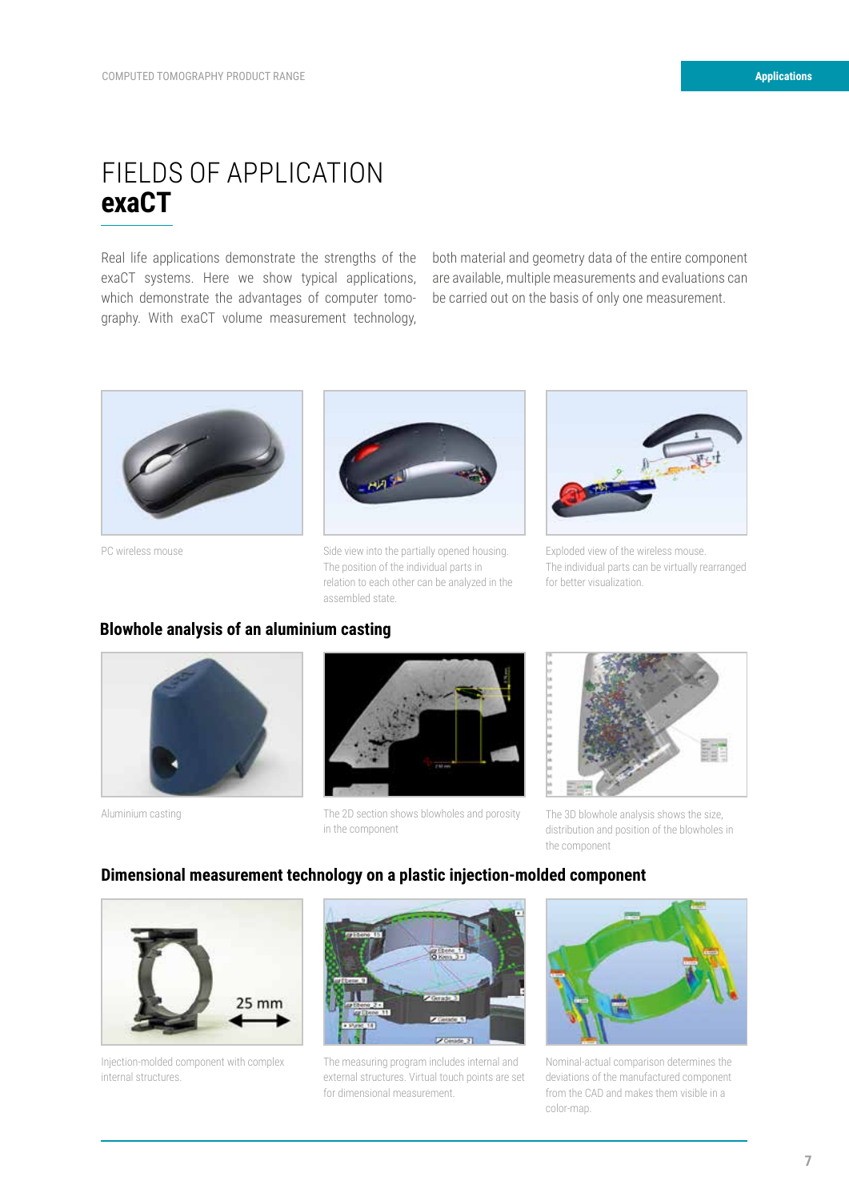# FIELDS OF APPLICATION **exaCT**

Real life applications demonstrate the strengths of the exaCT systems. Here we show typical applications, which demonstrate the advantages of computer tomography. With exaCT volume measurement technology, both material and geometry data of the entire component are available, multiple measurements and evaluations can be carried out on the basis of only one measurement.

PC wireless mouse

Side view into the partially opened housing. The position of the individual parts in relation to each other can be analyzed in the assembled state.

Exploded view of the wireless mouse. The individual parts can be virtually rearranged for better visualization.

## Blowhole analysis of an aluminium casting

Aluminium casting

The 2D section shows blowholes and porosity in the component

The 3D blowhole analysis shows the size, distribution and position of the blowholes in the component

## Dimensional measurement technology on a plastic injection-molded component

25 mm

Injection-molded component with complex internal structures.

The measuring program includes internal and external structures. Virtual touch points are set for dimensional measurement.

Nominal-actual comparison determines the deviations of the manufactured component from the CAD and makes them visible in a color-map.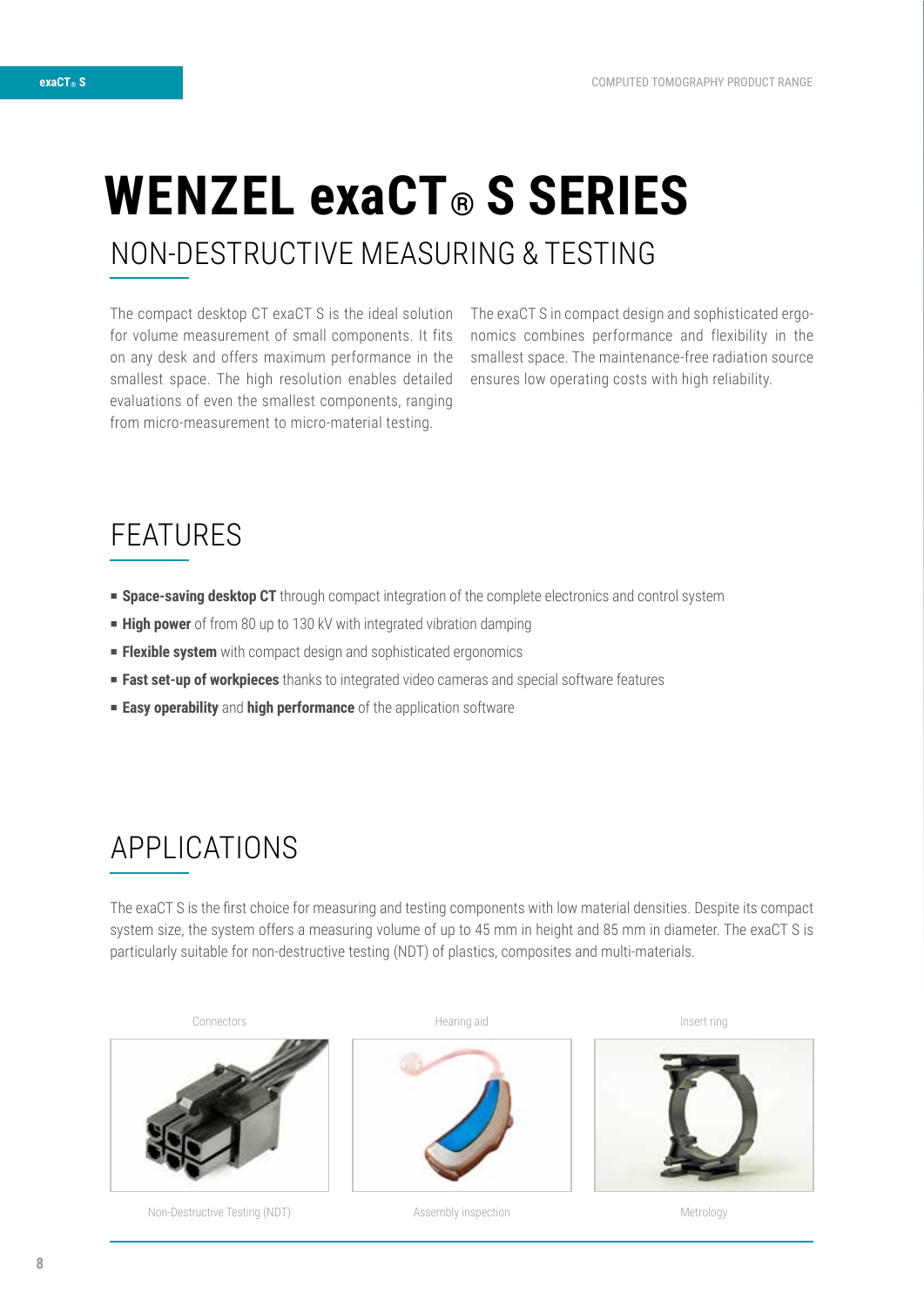# WENZEL exaCT® S SERIES

## NON-DESTRUCTIVE MEASURING & TESTING

The compact desktop CT exaCT S is the ideal solution for volume measurement of small components. It fits on any desk and offers maximum performance in the smallest space. The high resolution enables detailed evaluations of even the smallest components, ranging from micro-measurement to micro-material testing.

The exaCT S in compact design and sophisticated ergonomics combines performance and flexibility in the smallest space. The maintenance-free radiation source ensures low operating costs with high reliability.

## FEATURES

- **Space-saving desktop CT** through compact integration of the complete electronics and control system
- **High power** of from 80 up to 130 kV with integrated vibration damping
- **Flexible system** with compact design and sophisticated ergonomics
- **Fast set-up of workpieces** thanks to integrated video cameras and special software features
- **Easy operability** and **high performance** of the application software

## APPLICATIONS

The exaCT S is the first choice for measuring and testing components with low material densities. Despite its compact system size, the system offers a measuring volume of up to 45 mm in height and 85 mm in diameter. The exaCT S is particularly suitable for non-destructive testing (NDT) of plastics, composites and multi-materials.

Connectors

Non-Destructive Testing (NDT)

Hearing aid

Assembly inspection

Insert ring

Metrology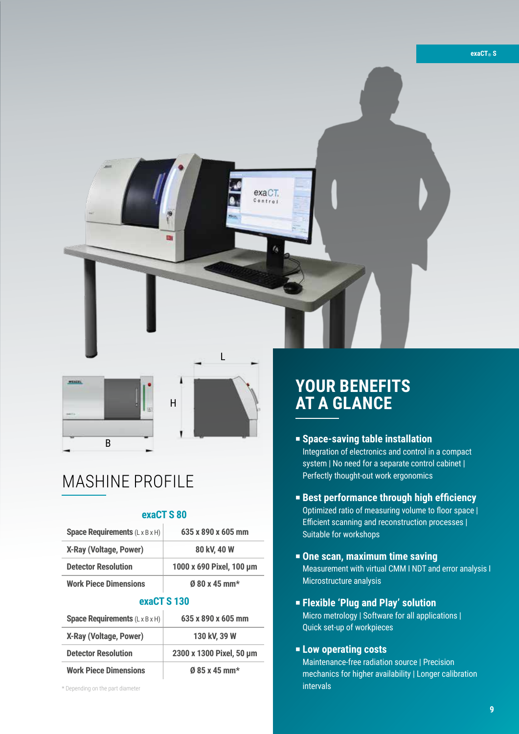## MASHINE PROFILE

### exaCT S 80

| | |
|---|---|
| **Space Requirements** (L x B x H) | 635 x 890 x 605 mm |
| **X-Ray (Voltage, Power)** | 80 kV, 40 W |
| **Detector Resolution** | 1000 x 690 Pixel, 100 µm |
| **Work Piece Dimensions** | Ø 80 x 45 mm* |

### exaCT S 130

| | |
|---|---|
| **Space Requirements** (L x B x H) | 635 x 890 x 605 mm |
| **X-Ray (Voltage, Power)** | 130 kV, 39 W |
| **Detector Resolution** | 2300 x 1300 Pixel, 50 µm |
| **Work Piece Dimensions** | Ø 85 x 45 mm* |

* Depending on the part diameter

## YOUR BENEFITS AT A GLANCE

- **Space-saving table installation**
  Integration of electronics and control in a compact system | No need for a separate control cabinet | Perfectly thought-out work ergonomics
- **Best performance through high efficiency**
  Optimized ratio of measuring volume to floor space | Efficient scanning and reconstruction processes | Suitable for workshops
- **One scan, maximum time saving**
  Measurement with virtual CMM I NDT and error analysis I Microstructure analysis
- **Flexible 'Plug and Play' solution**
  Micro metrology | Software for all applications | Quick set-up of workpieces
- **Low operating costs**
  Maintenance-free radiation source | Precision mechanics for higher availability | Longer calibration intervals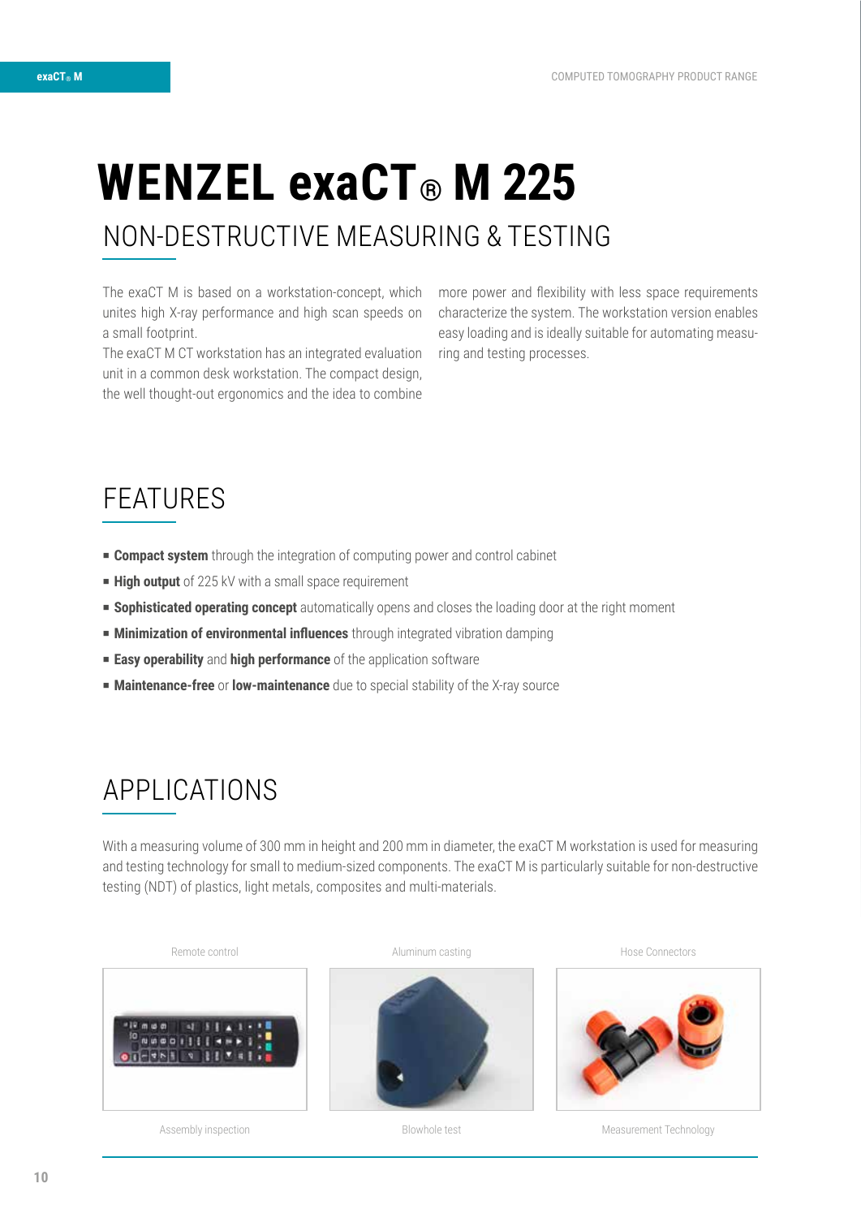# WENZEL exaCT® M 225

## NON-DESTRUCTIVE MEASURING & TESTING

The exaCT M is based on a workstation-concept, which unites high X-ray performance and high scan speeds on a small footprint.
The exaCT M CT workstation has an integrated evaluation unit in a common desk workstation. The compact design, the well thought-out ergonomics and the idea to combine more power and flexibility with less space requirements characterize the system. The workstation version enables easy loading and is ideally suitable for automating measuring and testing processes.

## FEATURES

- **Compact system** through the integration of computing power and control cabinet
- **High output** of 225 kV with a small space requirement
- **Sophisticated operating concept** automatically opens and closes the loading door at the right moment
- **Minimization of environmental influences** through integrated vibration damping
- **Easy operability** and **high performance** of the application software
- **Maintenance-free** or **low-maintenance** due to special stability of the X-ray source

## APPLICATIONS

With a measuring volume of 300 mm in height and 200 mm in diameter, the exaCT M workstation is used for measuring and testing technology for small to medium-sized components. The exaCT M is particularly suitable for non-destructive testing (NDT) of plastics, light metals, composites and multi-materials.

Remote control

Assembly inspection

Aluminum casting

Blowhole test

Hose Connectors

Measurement Technology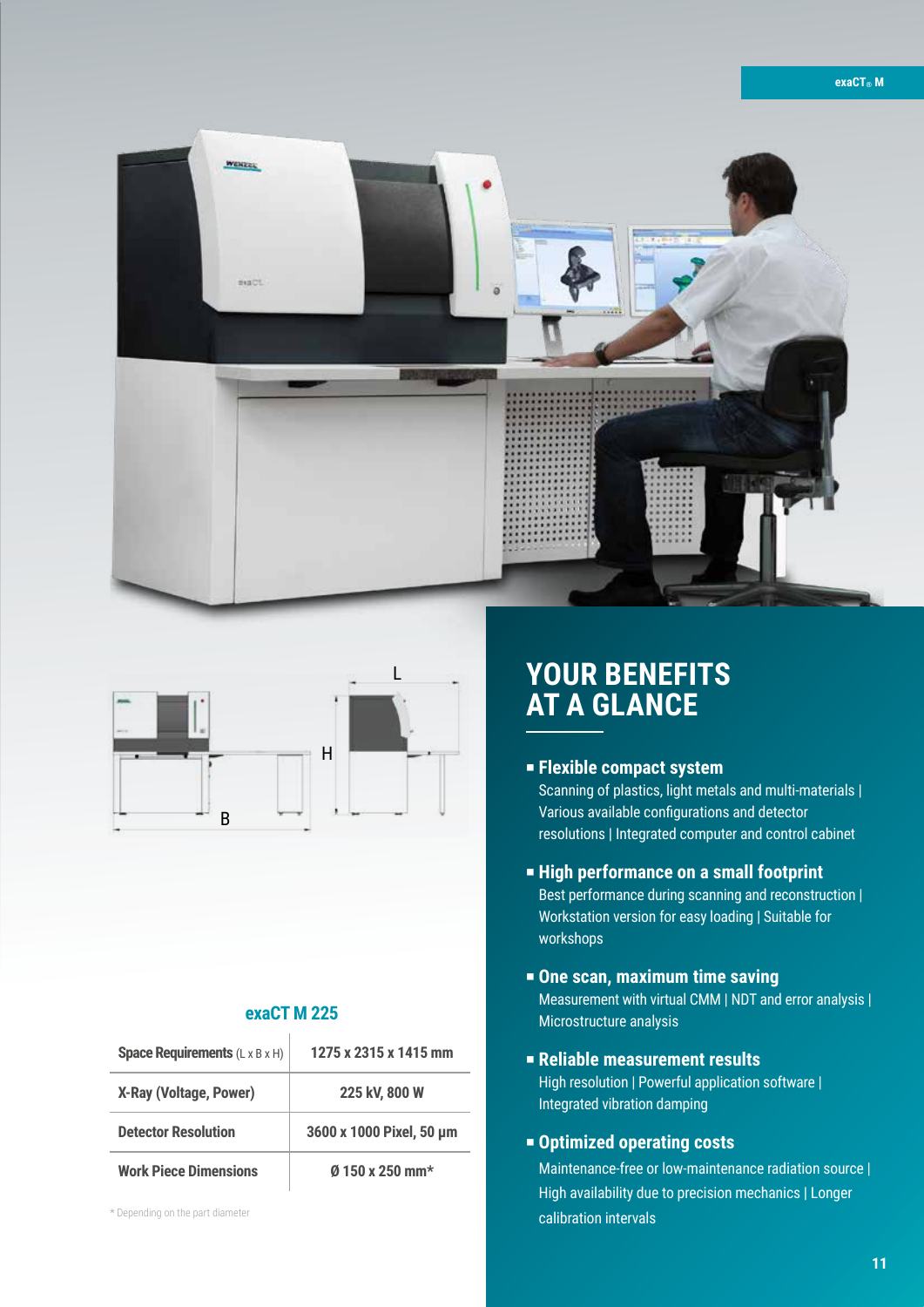## exaCT M 225

| | |
|---|---|
| **Space Requirements** (L x B x H) | 1275 x 2315 x 1415 mm |
| **X-Ray (Voltage, Power)** | 225 kV, 800 W |
| **Detector Resolution** | 3600 x 1000 Pixel, 50 µm |
| **Work Piece Dimensions** | Ø 150 x 250 mm* |

\* Depending on the part diameter

# YOUR BENEFITS AT A GLANCE

- **Flexible compact system**
  Scanning of plastics, light metals and multi-materials | Various available configurations and detector resolutions | Integrated computer and control cabinet

- **High performance on a small footprint**
  Best performance during scanning and reconstruction | Workstation version for easy loading | Suitable for workshops

- **One scan, maximum time saving**
  Measurement with virtual CMM | NDT and error analysis | Microstructure analysis

- **Reliable measurement results**
  High resolution | Powerful application software | Integrated vibration damping

- **Optimized operating costs**
  Maintenance-free or low-maintenance radiation source | High availability due to precision mechanics | Longer calibration intervals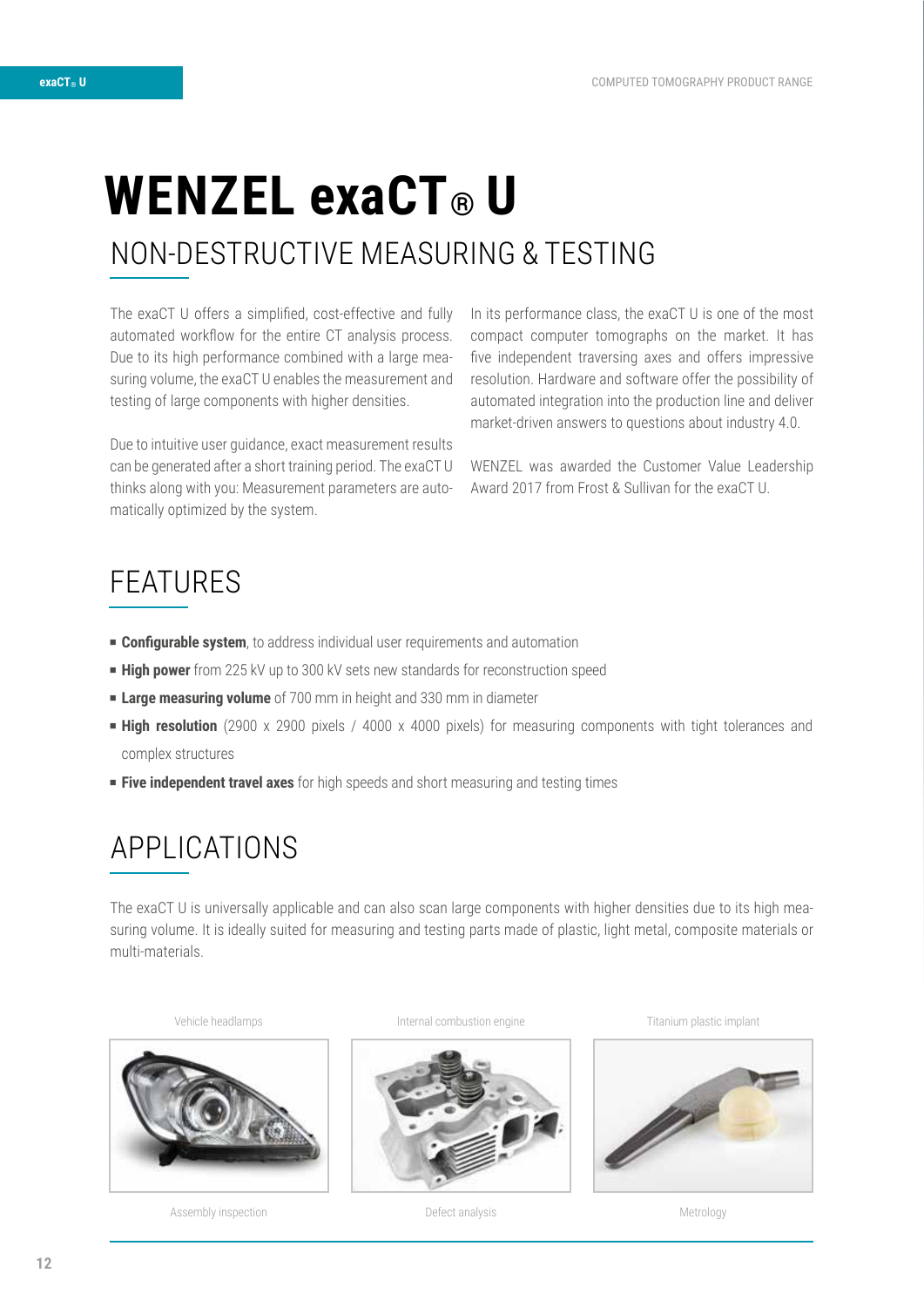# WENZEL exaCT® U

## NON-DESTRUCTIVE MEASURING & TESTING

The exaCT U offers a simplified, cost-effective and fully automated workflow for the entire CT analysis process. Due to its high performance combined with a large measuring volume, the exaCT U enables the measurement and testing of large components with higher densities.

Due to intuitive user guidance, exact measurement results can be generated after a short training period. The exaCT U thinks along with you: Measurement parameters are automatically optimized by the system.

In its performance class, the exaCT U is one of the most compact computer tomographs on the market. It has five independent traversing axes and offers impressive resolution. Hardware and software offer the possibility of automated integration into the production line and deliver market-driven answers to questions about industry 4.0.

WENZEL was awarded the Customer Value Leadership Award 2017 from Frost & Sullivan for the exaCT U.

## FEATURES

- **Configurable system**, to address individual user requirements and automation
- **High power** from 225 kV up to 300 kV sets new standards for reconstruction speed
- **Large measuring volume** of 700 mm in height and 330 mm in diameter
- **High resolution** (2900 x 2900 pixels / 4000 x 4000 pixels) for measuring components with tight tolerances and complex structures
- **Five independent travel axes** for high speeds and short measuring and testing times

## APPLICATIONS

The exaCT U is universally applicable and can also scan large components with higher densities due to its high measuring volume. It is ideally suited for measuring and testing parts made of plastic, light metal, composite materials or multi-materials.

Vehicle headlamps

Assembly inspection

Internal combustion engine

Defect analysis

Titanium plastic implant

Metrology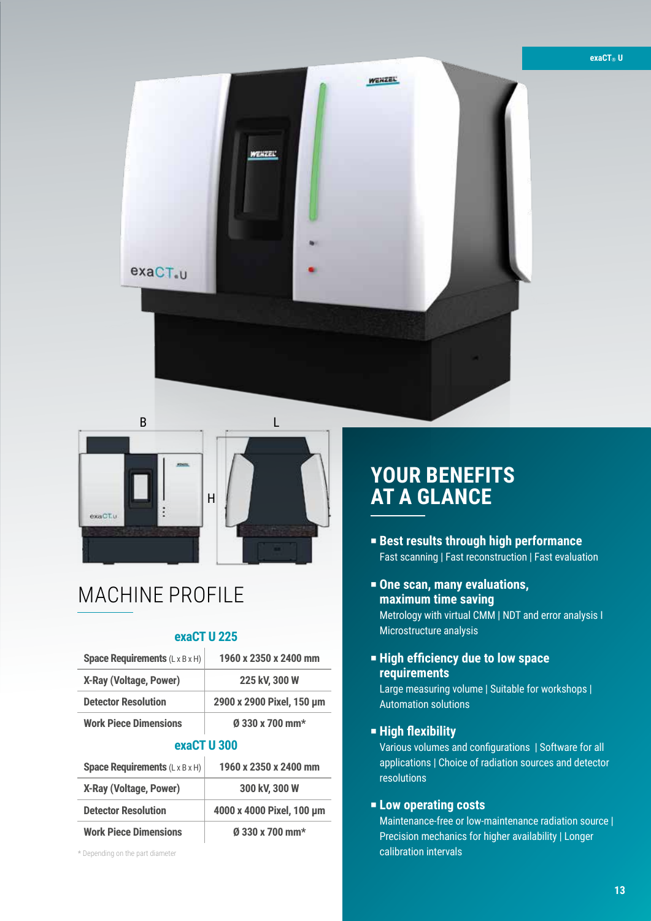## MACHINE PROFILE

### exaCT U 225

| | |
|---|---|
| **Space Requirements** (L x B x H) | 1960 x 2350 x 2400 mm |
| **X-Ray (Voltage, Power)** | 225 kV, 300 W |
| **Detector Resolution** | 2900 x 2900 Pixel, 150 µm |
| **Work Piece Dimensions** | Ø 330 x 700 mm* |

### exaCT U 300

| | |
|---|---|
| **Space Requirements** (L x B x H) | 1960 x 2350 x 2400 mm |
| **X-Ray (Voltage, Power)** | 300 kV, 300 W |
| **Detector Resolution** | 4000 x 4000 Pixel, 100 µm |
| **Work Piece Dimensions** | Ø 330 x 700 mm* |

* Depending on the part diameter

## YOUR BENEFITS AT A GLANCE

- **Best results through high performance**
  Fast scanning | Fast reconstruction | Fast evaluation
- **One scan, many evaluations, maximum time saving**
  Metrology with virtual CMM | NDT and error analysis I Microstructure analysis
- **High efficiency due to low space requirements**
  Large measuring volume | Suitable for workshops | Automation solutions
- **High flexibility**
  Various volumes and configurations | Software for all applications | Choice of radiation sources and detector resolutions
- **Low operating costs**
  Maintenance-free or low-maintenance radiation source | Precision mechanics for higher availability | Longer calibration intervals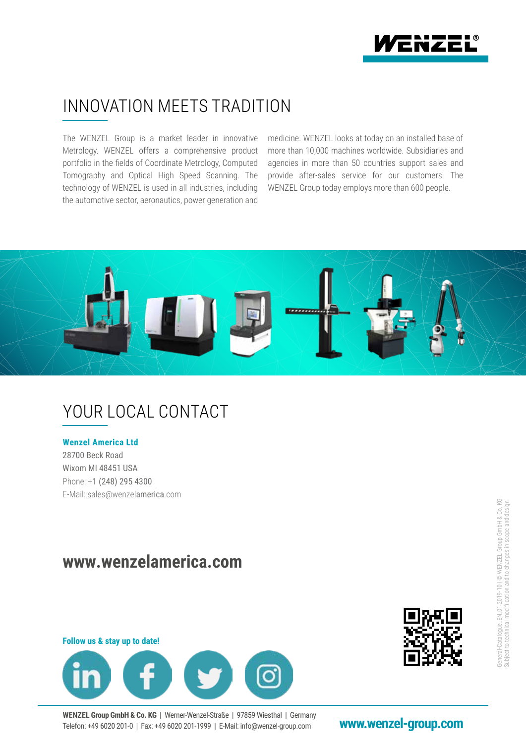WENZEL®

# INNOVATION MEETS TRADITION

The WENZEL Group is a market leader in innovative Metrology. WENZEL offers a comprehensive product portfolio in the fields of Coordinate Metrology, Computed Tomography and Optical High Speed Scanning. The technology of WENZEL is used in all industries, including the automotive sector, aeronautics, power generation and medicine. WENZEL looks at today on an installed base of more than 10,000 machines worldwide. Subsidiaries and agencies in more than 50 countries support sales and provide after-sales service for our customers. The WENZEL Group today employs more than 600 people.

# YOUR LOCAL CONTACT

**Wenzel America Ltd**
28700 Beck Road
Wixom MI 48451 USA
Phone: +1 (248) 295 4300
E-Mail: sales@wenzelamerica.com

## www.wenzelamerica.com

**Follow us & stay up to date!**

General-Catalogue_EN_01 2019-10 | © WENZEL Group GmbH & Co. KG
Subject to technical modification and to changes in scope and design

**WENZEL Group GmbH & Co. KG** | Werner-Wenzel-Straße | 97859 Wiesthal | Germany
Telefon: +49 6020 201-0 | Fax: +49 6020 201-1999 | E-Mail: info@wenzel-group.com

**www.wenzel-group.com**